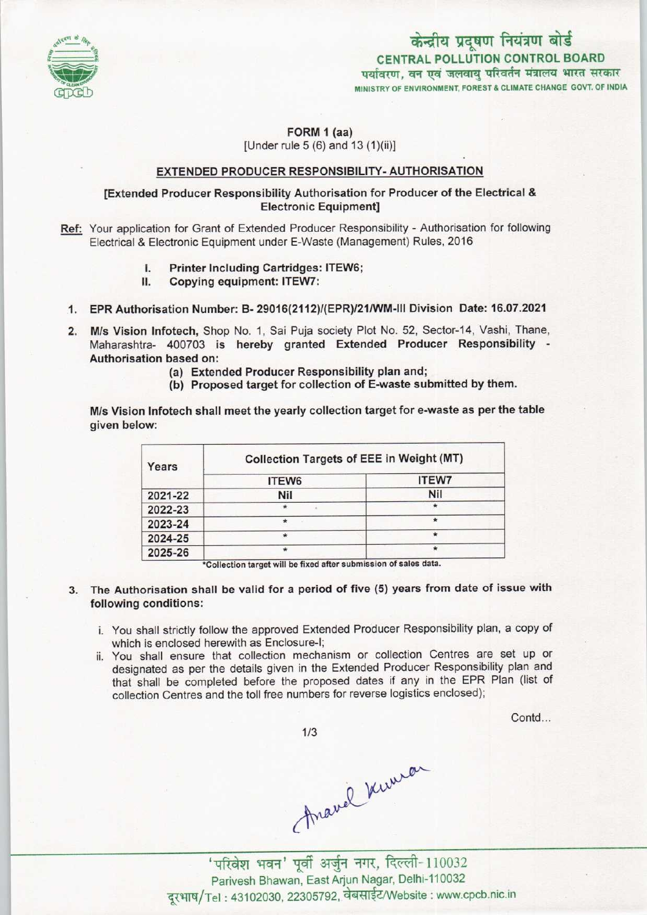केन्द्रीय प्रदूषण नियंत्रण बोर्ड
CENTRAL POLLUTION CONTROL BOARD
पर्यावरण, वन एवं जलवायु परिवर्तन मंत्रालय भारत सरकार
MINISTRY OF ENVIRONMENT, FOREST & CLIMATE CHANGE GOVT. OF INDIA

FORM 1 (aa)
[Under rule 5 (6) and 13 (1)(ii)]

## EXTENDED PRODUCER RESPONSIBILITY- AUTHORISATION

**[Extended Producer Responsibility Authorisation for Producer of the Electrical & Electronic Equipment]**

**Ref:** Your application for Grant of Extended Producer Responsibility - Authorisation for following Electrical & Electronic Equipment under E-Waste (Management) Rules, 2016

I. **Printer Including Cartridges: ITEW6;**
II. **Copying equipment: ITEW7:**

1. **EPR Authorisation Number: B- 29016(2112)/(EPR)/21/WM-III Division Date: 16.07.2021**

2. **M/s Vision Infotech,** Shop No. 1, Sai Puja society Plot No. 52, Sector-14, Vashi, Thane, Maharashtra- 400703 is **hereby granted Extended Producer Responsibility - Authorisation based on:**
   (a) **Extended Producer Responsibility plan and;**
   (b) **Proposed target for collection of E-waste submitted by them.**

**M/s Vision Infotech shall meet the yearly collection target for e-waste as per the table given below:**

| Years | Collection Targets of EEE in Weight (MT) | |
|---|---|---|
| | ITEW6 | ITEW7 |
| 2021-22 | Nil | Nil |
| 2022-23 | * | * |
| 2023-24 | * | * |
| 2024-25 | * | * |
| 2025-26 | * | * |

*Collection target will be fixed after submission of sales data.

3. **The Authorisation shall be valid for a period of five (5) years from date of issue with following conditions:**

   i. You shall strictly follow the approved Extended Producer Responsibility plan, a copy of which is enclosed herewith as Enclosure-I;
   ii. You shall ensure that collection mechanism or collection Centres are set up or designated as per the details given in the Extended Producer Responsibility plan and that shall be completed before the proposed dates if any in the EPR Plan (list of collection Centres and the toll free numbers for reverse logistics enclosed);

Contd...

'परिवेश भवन' पूर्वी अर्जुन नगर, दिल्ली-110032
Parivesh Bhawan, East Arjun Nagar, Delhi-110032
दूरभाष/Tel : 43102030, 22305792, वेबसाईट/Website : www.cpcb.nic.in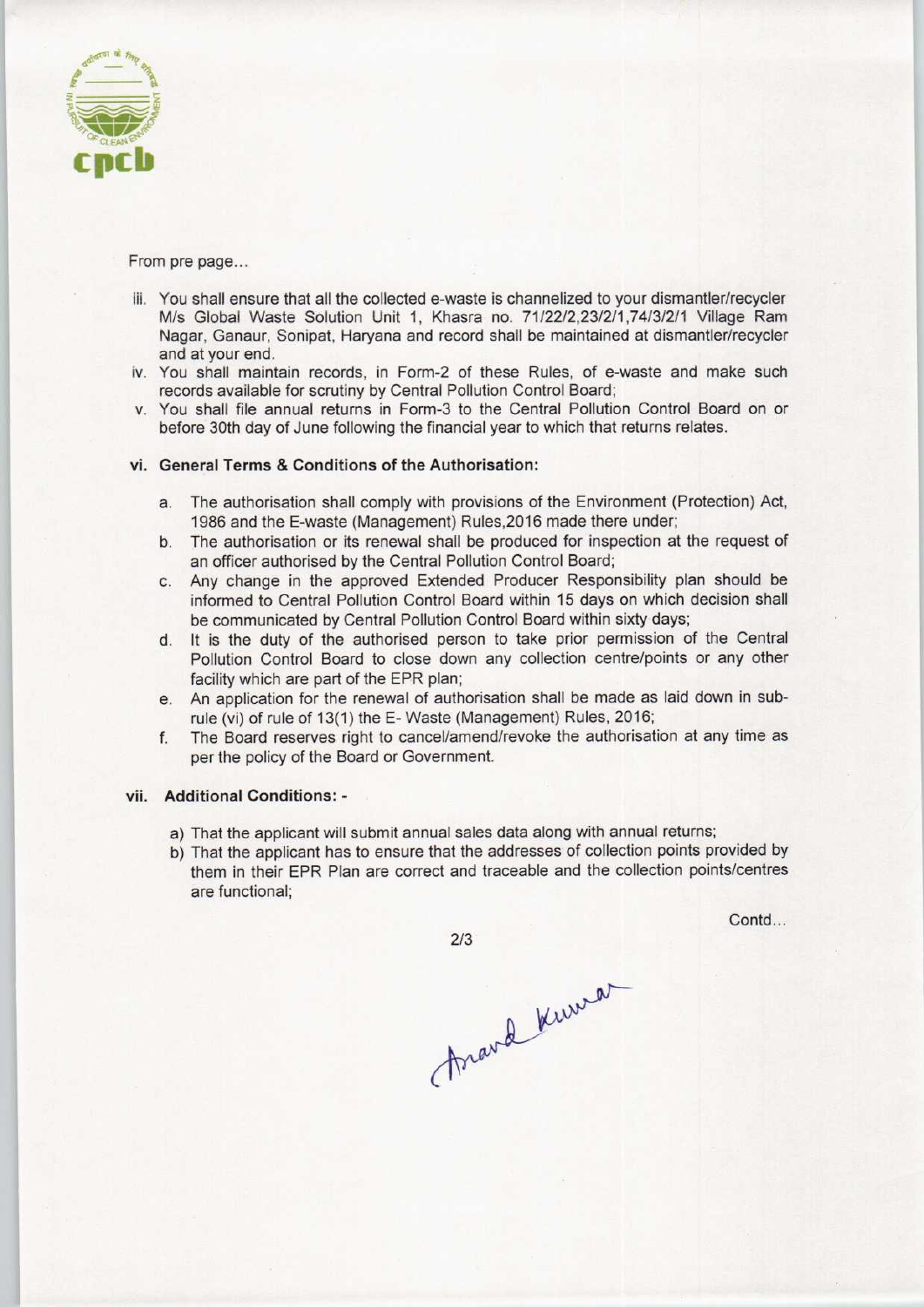From pre page...

iii. You shall ensure that all the collected e-waste is channelized to your dismantler/recycler M/s Global Waste Solution Unit 1, Khasra no. 71/22/2,23/2/1,74/3/2/1 Village Ram Nagar, Ganaur, Sonipat, Haryana and record shall be maintained at dismantler/recycler and at your end.

iv. You shall maintain records, in Form-2 of these Rules, of e-waste and make such records available for scrutiny by Central Pollution Control Board;

v. You shall file annual returns in Form-3 to the Central Pollution Control Board on or before 30th day of June following the financial year to which that returns relates.

**vi. General Terms & Conditions of the Authorisation:**

a. The authorisation shall comply with provisions of the Environment (Protection) Act, 1986 and the E-waste (Management) Rules,2016 made there under;

b. The authorisation or its renewal shall be produced for inspection at the request of an officer authorised by the Central Pollution Control Board;

c. Any change in the approved Extended Producer Responsibility plan should be informed to Central Pollution Control Board within 15 days on which decision shall be communicated by Central Pollution Control Board within sixty days;

d. It is the duty of the authorised person to take prior permission of the Central Pollution Control Board to close down any collection centre/points or any other facility which are part of the EPR plan;

e. An application for the renewal of authorisation shall be made as laid down in sub-rule (vi) of rule of 13(1) the E- Waste (Management) Rules, 2016;

f. The Board reserves right to cancel/amend/revoke the authorisation at any time as per the policy of the Board or Government.

**vii. Additional Conditions: -**

a) That the applicant will submit annual sales data along with annual returns;

b) That the applicant has to ensure that the addresses of collection points provided by them in their EPR Plan are correct and traceable and the collection points/centres are functional;

Contd...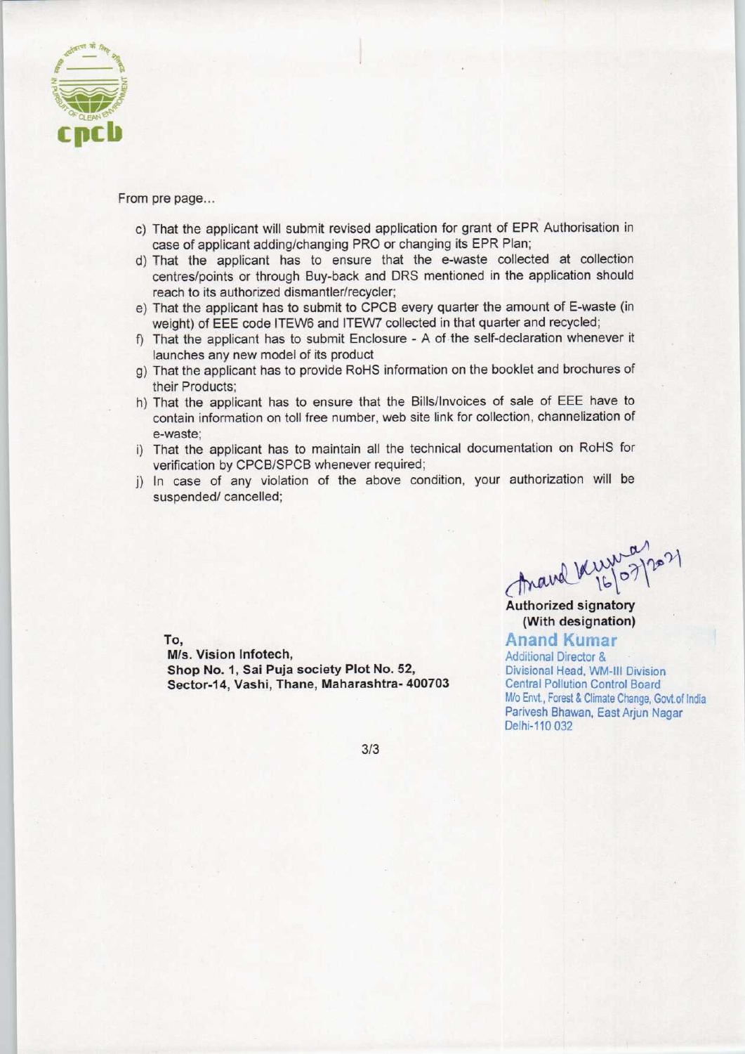From pre page...

c) That the applicant will submit revised application for grant of EPR Authorisation in case of applicant adding/changing PRO or changing its EPR Plan;
d) That the applicant has to ensure that the e-waste collected at collection centres/points or through Buy-back and DRS mentioned in the application should reach to its authorized dismantler/recycler;
e) That the applicant has to submit to CPCB every quarter the amount of E-waste (in weight) of EEE code ITEW6 and ITEW7 collected in that quarter and recycled;
f) That the applicant has to submit Enclosure - A of the self-declaration whenever it launches any new model of its product
g) That the applicant has to provide RoHS information on the booklet and brochures of their Products;
h) That the applicant has to ensure that the Bills/Invoices of sale of EEE have to contain information on toll free number, web site link for collection, channelization of e-waste;
i) That the applicant has to maintain all the technical documentation on RoHS for verification by CPCB/SPCB whenever required;
j) In case of any violation of the above condition, your authorization will be suspended/ cancelled;

Anand Kumar 16/07/2021

**Authorized signatory**
**(With designation)**

**Anand Kumar**
Additional Director &
Divisional Head, WM-III Division
Central Pollution Control Board
M/o Envt., Forest & Climate Change, Govt.of India
Parivesh Bhawan, East Arjun Nagar
Delhi-110 032

**To,**
**M/s. Vision Infotech,**
**Shop No. 1, Sai Puja society Plot No. 52,**
**Sector-14, Vashi, Thane, Maharashtra- 400703**